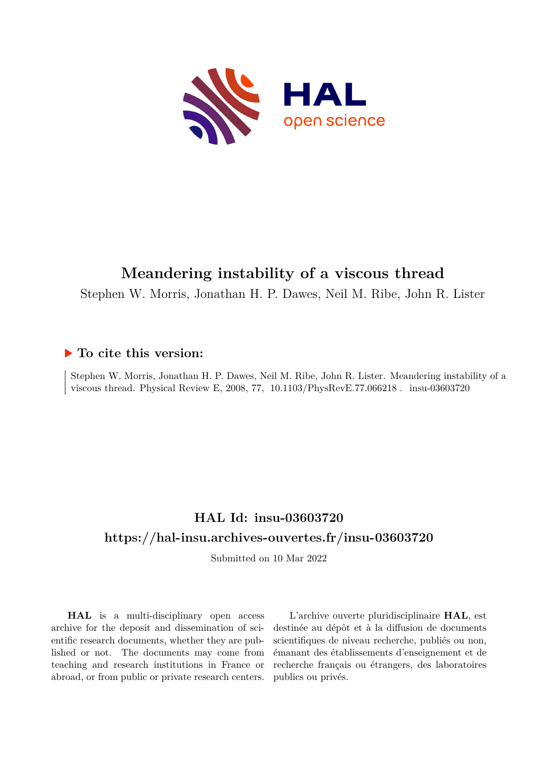# Meandering instability of a viscous thread

Stephen W. Morris, Jonathan H. P. Dawes, Neil M. Ribe, John R. Lister

## ▶ To cite this version:

Stephen W. Morris, Jonathan H. P. Dawes, Neil M. Ribe, John R. Lister. Meandering instability of a viscous thread. Physical Review E, 2008, 77, 10.1103/PhysRevE.77.066218 . insu-03603720

## HAL Id: insu-03603720

## https://hal-insu.archives-ouvertes.fr/insu-03603720

Submitted on 10 Mar 2022

**HAL** is a multi-disciplinary open access archive for the deposit and dissemination of scientific research documents, whether they are published or not. The documents may come from teaching and research institutions in France or abroad, or from public or private research centers.

L'archive ouverte pluridisciplinaire **HAL**, est destinée au dépôt et à la diffusion de documents scientifiques de niveau recherche, publiés ou non, émanant des établissements d'enseignement et de recherche français ou étrangers, des laboratoires publics ou privés.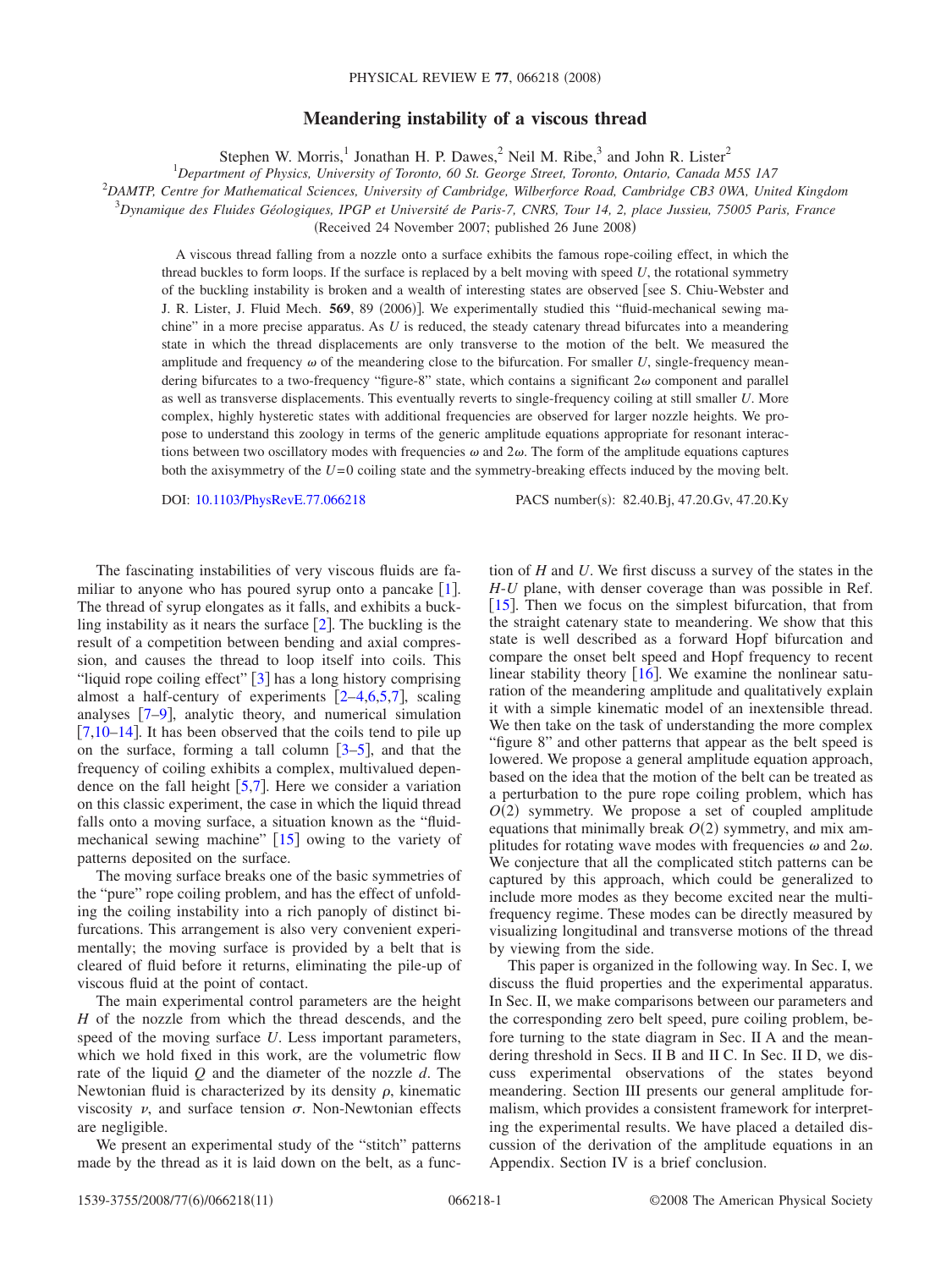# Meandering instability of a viscous thread

Stephen W. Morris,[1] Jonathan H. P. Dawes,[2] Neil M. Ribe,[3] and John R. Lister[2]

[1]Department of Physics, University of Toronto, 60 St. George Street, Toronto, Ontario, Canada M5S 1A7

[2]DAMTP, Centre for Mathematical Sciences, University of Cambridge, Wilberforce Road, Cambridge CB3 0WA, United Kingdom

[3]Dynamique des Fluides Géologiques, IPGP et Université de Paris-7, CNRS, Tour 14, 2, place Jussieu, 75005 Paris, France

(Received 24 November 2007; published 26 June 2008)

A viscous thread falling from a nozzle onto a surface exhibits the famous rope-coiling effect, in which the thread buckles to form loops. If the surface is replaced by a belt moving with speed $U$, the rotational symmetry of the buckling instability is broken and a wealth of interesting states are observed [see S. Chiu-Webster and J. R. Lister, J. Fluid Mech. **569**, 89 (2006)]. We experimentally studied this "fluid-mechanical sewing machine" in a more precise apparatus. As $U$ is reduced, the steady catenary thread bifurcates into a meandering state in which the thread displacements are only transverse to the motion of the belt. We measured the amplitude and frequency $\omega$ of the meandering close to the bifurcation. For smaller $U$, single-frequency meandering bifurcates to a two-frequency "figure-8" state, which contains a significant $2\omega$ component and parallel as well as transverse displacements. This eventually reverts to single-frequency coiling at still smaller $U$. More complex, highly hysteretic states with additional frequencies are observed for larger nozzle heights. We propose to understand this zoology in terms of the generic amplitude equations appropriate for resonant interactions between two oscillatory modes with frequencies $\omega$ and $2\omega$. The form of the amplitude equations captures both the axisymmetry of the $U=0$ coiling state and the symmetry-breaking effects induced by the moving belt.

DOI: 10.1103/PhysRevE.77.066218 PACS number(s): 82.40.Bj, 47.20.Gv, 47.20.Ky

The fascinating instabilities of very viscous fluids are familiar to anyone who has poured syrup onto a pancake [1]. The thread of syrup elongates as it falls, and exhibits a buckling instability as it nears the surface [2]. The buckling is the result of a competition between bending and axial compression, and causes the thread to loop itself into coils. This "liquid rope coiling effect" [3] has a long history comprising almost a half-century of experiments [2–4,6,5,7], scaling analyses [7–9], analytic theory, and numerical simulation [7,10–14]. It has been observed that the coils tend to pile up on the surface, forming a tall column [3–5], and that the frequency of coiling exhibits a complex, multivalued dependence on the fall height [5,7]. Here we consider a variation on this classic experiment, the case in which the liquid thread falls onto a moving surface, a situation known as the "fluid-mechanical sewing machine" [15] owing to the variety of patterns deposited on the surface.

The moving surface breaks one of the basic symmetries of the "pure" rope coiling problem, and has the effect of unfolding the coiling instability into a rich panoply of distinct bifurcations. This arrangement is also very convenient experimentally; the moving surface is provided by a belt that is cleared of fluid before it returns, eliminating the pile-up of viscous fluid at the point of contact.

The main experimental control parameters are the height $H$ of the nozzle from which the thread descends, and the speed of the moving surface $U$. Less important parameters, which we hold fixed in this work, are the volumetric flow rate of the liquid $Q$ and the diameter of the nozzle $d$. The Newtonian fluid is characterized by its density $\rho$, kinematic viscosity $\nu$, and surface tension $\sigma$. Non-Newtonian effects are negligible.

We present an experimental study of the "stitch" patterns made by the thread as it is laid down on the belt, as a function of $H$ and $U$. We first discuss a survey of the states in the $H$-$U$ plane, with denser coverage than was possible in Ref. [15]. Then we focus on the simplest bifurcation, that from the straight catenary state to meandering. We show that this state is well described as a forward Hopf bifurcation and compare the onset belt speed and Hopf frequency to recent linear stability theory [16]. We examine the nonlinear saturation of the meandering amplitude and qualitatively explain it with a simple kinematic model of an inextensible thread. We then take on the task of understanding the more complex "figure 8" and other patterns that appear as the belt speed is lowered. We propose a general amplitude equation approach, based on the idea that the motion of the belt can be treated as a perturbation to the pure rope coiling problem, which has $O(2)$ symmetry. We propose a set of coupled amplitude equations that minimally break $O(2)$ symmetry, and mix amplitudes for rotating wave modes with frequencies $\omega$ and $2\omega$. We conjecture that all the complicated stitch patterns can be captured by this approach, which could be generalized to include more modes as they become excited near the multifrequency regime. These modes can be directly measured by visualizing longitudinal and transverse motions of the thread by viewing from the side.

This paper is organized in the following way. In Sec. I, we discuss the fluid properties and the experimental apparatus. In Sec. II, we make comparisons between our parameters and the corresponding zero belt speed, pure coiling problem, before turning to the state diagram in Sec. II A and the meandering threshold in Secs. II B and II C. In Sec. II D, we discuss experimental observations of the states beyond meandering. Section III presents our general amplitude formalism, which provides a consistent framework for interpreting the experimental results. We have placed a detailed discussion of the derivation of the amplitude equations in an Appendix. Section IV is a brief conclusion.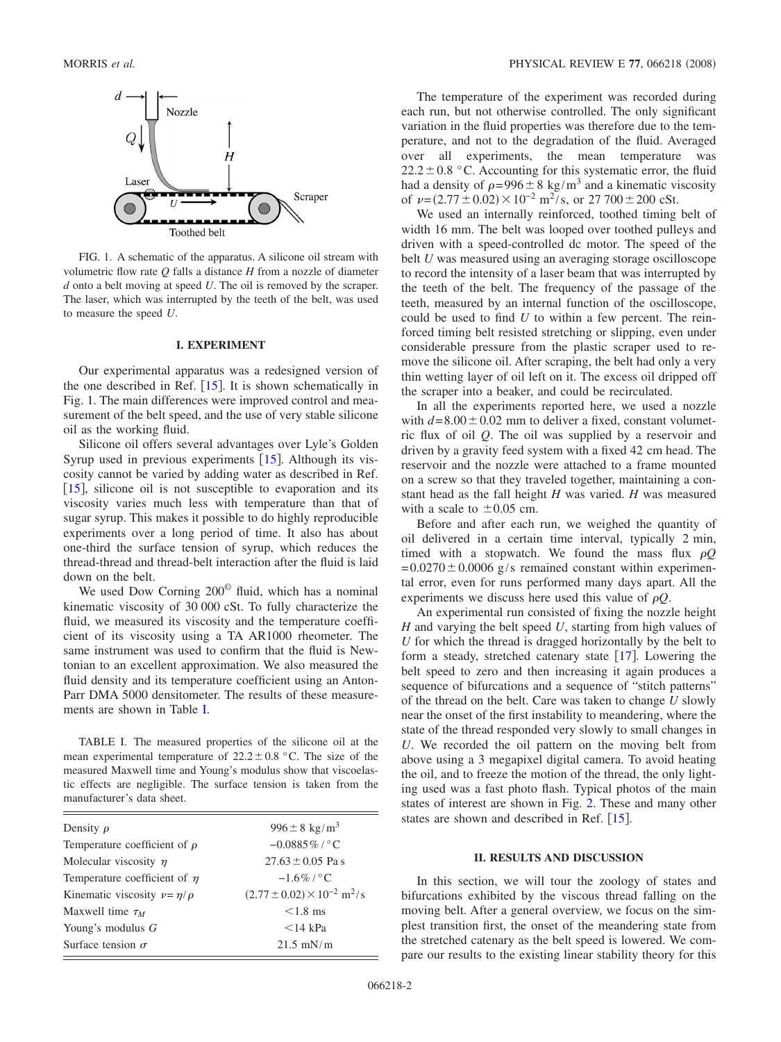FIG. 1. A schematic of the apparatus. A silicone oil stream with volumetric flow rate $Q$ falls a distance $H$ from a nozzle of diameter $d$ onto a belt moving at speed $U$. The oil is removed by the scraper. The laser, which was interrupted by the teeth of the belt, was used to measure the speed $U$.

## I. EXPERIMENT

Our experimental apparatus was a redesigned version of the one described in Ref. [15]. It is shown schematically in Fig. 1. The main differences were improved control and measurement of the belt speed, and the use of very stable silicone oil as the working fluid.

Silicone oil offers several advantages over Lyle's Golden Syrup used in previous experiments [15]. Although its viscosity cannot be varied by adding water as described in Ref. [15], silicone oil is not susceptible to evaporation and its viscosity varies much less with temperature than that of sugar syrup. This makes it possible to do highly reproducible experiments over a long period of time. It also has about one-third the surface tension of syrup, which reduces the thread-thread and thread-belt interaction after the fluid is laid down on the belt.

We used Dow Corning 200© fluid, which has a nominal kinematic viscosity of 30 000 cSt. To fully characterize the fluid, we measured its viscosity and the temperature coefficient of its viscosity using a TA AR1000 rheometer. The same instrument was used to confirm that the fluid is Newtonian to an excellent approximation. We also measured the fluid density and its temperature coefficient using an Anton-Parr DMA 5000 densitometer. The results of these measurements are shown in Table I.

TABLE I. The measured properties of the silicone oil at the mean experimental temperature of $22.2 \pm 0.8$ °C. The size of the measured Maxwell time and Young's modulus show that viscoelastic effects are negligible. The surface tension is taken from the manufacturer's data sheet.

| | |
|---|---|
| Density $\rho$ | $996 \pm 8$ kg/m$^3$ |
| Temperature coefficient of $\rho$ | $-0.0885\%$/°C |
| Molecular viscosity $\eta$ | $27.63 \pm 0.05$ Pa s |
| Temperature coefficient of $\eta$ | $-1.6\%$/°C |
| Kinematic viscosity $\nu = \eta/\rho$ | $(2.77 \pm 0.02) \times 10^{-2}$ m$^2$/s |
| Maxwell time $\tau_M$ | $<1.8$ ms |
| Young's modulus $G$ | $<14$ kPa |
| Surface tension $\sigma$ | 21.5 mN/m |

The temperature of the experiment was recorded during each run, but not otherwise controlled. The only significant variation in the fluid properties was therefore due to the temperature, and not to the degradation of the fluid. Averaged over all experiments, the mean temperature was $22.2 \pm 0.8$ °C. Accounting for this systematic error, the fluid had a density of $\rho = 996 \pm 8$ kg/m$^3$ and a kinematic viscosity of $\nu = (2.77 \pm 0.02) \times 10^{-2}$ m$^2$/s, or 27 700 ± 200 cSt.

We used an internally reinforced, toothed timing belt of width 16 mm. The belt was looped over toothed pulleys and driven with a speed-controlled dc motor. The speed of the belt $U$ was measured using an averaging storage oscilloscope to record the intensity of a laser beam that was interrupted by the teeth of the belt. The frequency of the passage of the teeth, measured by an internal function of the oscilloscope, could be used to find $U$ to within a few percent. The reinforced timing belt resisted stretching or slipping, even under considerable pressure from the plastic scraper used to remove the silicone oil. After scraping, the belt had only a very thin wetting layer of oil left on it. The excess oil dripped off the scraper into a beaker, and could be recirculated.

In all the experiments reported here, we used a nozzle with $d = 8.00 \pm 0.02$ mm to deliver a fixed, constant volumetric flux of oil $Q$. The oil was supplied by a reservoir and driven by a gravity feed system with a fixed 42 cm head. The reservoir and the nozzle were attached to a frame mounted on a screw so that they traveled together, maintaining a constant head as the fall height $H$ was varied. $H$ was measured with a scale to $\pm 0.05$ cm.

Before and after each run, we weighed the quantity of oil delivered in a certain time interval, typically 2 min, timed with a stopwatch. We found the mass flux $\rho Q = 0.0270 \pm 0.0006$ g/s remained constant within experimental error, even for runs performed many days apart. All the experiments we discuss here used this value of $\rho Q$.

An experimental run consisted of fixing the nozzle height $H$ and varying the belt speed $U$, starting from high values of $U$ for which the thread is dragged horizontally by the belt to form a steady, stretched catenary state [17]. Lowering the belt speed to zero and then increasing it again produces a sequence of bifurcations and a sequence of "stitch patterns" of the thread on the belt. Care was taken to change $U$ slowly near the onset of the first instability to meandering, where the state of the thread responded very slowly to small changes in $U$. We recorded the oil pattern on the moving belt from above using a 3 megapixel digital camera. To avoid heating the oil, and to freeze the motion of the thread, the only lighting used was a fast photo flash. Typical photos of the main states of interest are shown in Fig. 2. These and many other states are shown and described in Ref. [15].

## II. RESULTS AND DISCUSSION

In this section, we will tour the zoology of states and bifurcations exhibited by the viscous thread falling on the moving belt. After a general overview, we focus on the simplest transition first, the onset of the meandering state from the stretched catenary as the belt speed is lowered. We compare our results to the existing linear stability theory for this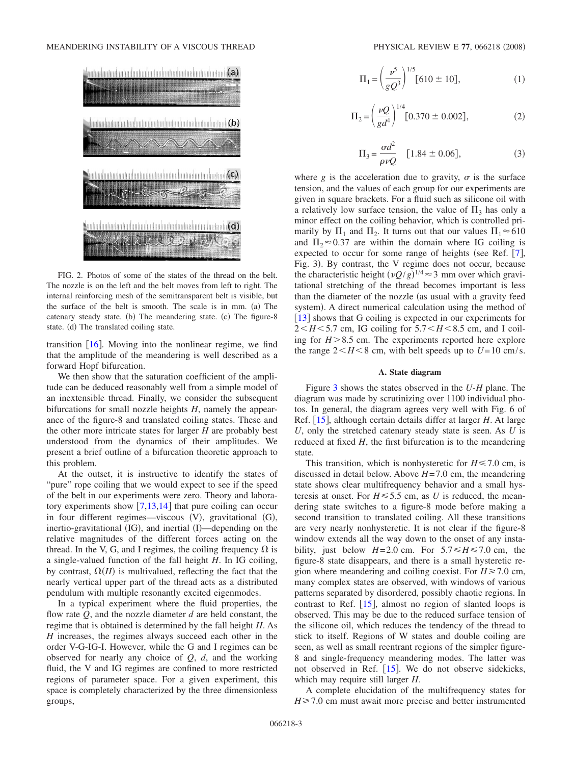FIG. 2. Photos of some of the states of the thread on the belt. The nozzle is on the left and the belt moves from left to right. The internal reinforcing mesh of the semitransparent belt is visible, but the surface of the belt is smooth. The scale is in mm. (a) The catenary steady state. (b) The meandering state. (c) The figure-8 state. (d) The translated coiling state.

transition [16]. Moving into the nonlinear regime, we find that the amplitude of the meandering is well described as a forward Hopf bifurcation.

We then show that the saturation coefficient of the amplitude can be deduced reasonably well from a simple model of an inextensible thread. Finally, we consider the subsequent bifurcations for small nozzle heights $H$, namely the appearance of the figure-8 and translated coiling states. These and the other more intricate states for larger $H$ are probably best understood from the dynamics of their amplitudes. We present a brief outline of a bifurcation theoretic approach to this problem.

At the outset, it is instructive to identify the states of "pure" rope coiling that we would expect to see if the speed of the belt in our experiments were zero. Theory and laboratory experiments show [7,13,14] that pure coiling can occur in four different regimes—viscous (V), gravitational (G), inertio-gravitational (IG), and inertial (I)—depending on the relative magnitudes of the different forces acting on the thread. In the V, G, and I regimes, the coiling frequency $\Omega$ is a single-valued function of the fall height $H$. In IG coiling, by contrast, $\Omega(H)$ is multivalued, reflecting the fact that the nearly vertical upper part of the thread acts as a distributed pendulum with multiple resonantly excited eigenmodes.

In a typical experiment where the fluid properties, the flow rate $Q$, and the nozzle diameter $d$ are held constant, the regime that is obtained is determined by the fall height $H$. As $H$ increases, the regimes always succeed each other in the order V-G-IG-I. However, while the G and I regimes can be observed for nearly any choice of $Q$, $d$, and the working fluid, the V and IG regimes are confined to more restricted regions of parameter space. For a given experiment, this space is completely characterized by the three dimensionless groups,

$$\Pi_1 = \left(\frac{\nu^5}{gQ^3}\right)^{1/5} [610 \pm 10], \tag{1}$$

$$\Pi_2 = \left(\frac{\nu Q}{gd^4}\right)^{1/4} [0.370 \pm 0.002], \tag{2}$$

$$\Pi_3 = \frac{\sigma d^2}{\rho \nu Q} \quad [1.84 \pm 0.06], \tag{3}$$

where $g$ is the acceleration due to gravity, $\sigma$ is the surface tension, and the values of each group for our experiments are given in square brackets. For a fluid such as silicone oil with a relatively low surface tension, the value of $\Pi_3$ has only a minor effect on the coiling behavior, which is controlled primarily by $\Pi_1$ and $\Pi_2$. It turns out that our values $\Pi_1 \approx 610$ and $\Pi_2 \approx 0.37$ are within the domain where IG coiling is expected to occur for some range of heights (see Ref. [7], Fig. 3). By contrast, the V regime does not occur, because the characteristic height $(\nu Q/g)^{1/4} \approx 3$ mm over which gravitational stretching of the thread becomes important is less than the diameter of the nozzle (as usual with a gravity feed system). A direct numerical calculation using the method of [13] shows that G coiling is expected in our experiments for $2 < H < 5.7$ cm, IG coiling for $5.7 < H < 8.5$ cm, and I coiling for $H > 8.5$ cm. The experiments reported here explore the range $2 < H < 8$ cm, with belt speeds up to $U = 10$ cm/s.

### A. State diagram

Figure 3 shows the states observed in the $U$-$H$ plane. The diagram was made by scrutinizing over 1100 individual photos. In general, the diagram agrees very well with Fig. 6 of Ref. [15], although certain details differ at larger $H$. At large $U$, only the stretched catenary steady state is seen. As $U$ is reduced at fixed $H$, the first bifurcation is to the meandering state.

This transition, which is nonhysteretic for $H \leq 7.0$ cm, is discussed in detail below. Above $H = 7.0$ cm, the meandering state shows clear multifrequency behavior and a small hysteresis at onset. For $H \leq 5.5$ cm, as $U$ is reduced, the meandering state switches to a figure-8 mode before making a second transition to translated coiling. All these transitions are very nearly nonhysteretic. It is not clear if the figure-8 window extends all the way down to the onset of any instability, just below $H = 2.0$ cm. For $5.7 \leq H \leq 7.0$ cm, the figure-8 state disappears, and there is a small hysteretic region where meandering and coiling coexist. For $H \geq 7.0$ cm, many complex states are observed, with windows of various patterns separated by disordered, possibly chaotic regions. In contrast to Ref. [15], almost no region of slanted loops is observed. This may be due to the reduced surface tension of the silicone oil, which reduces the tendency of the thread to stick to itself. Regions of W states and double coiling are seen, as well as small reentrant regions of the simpler figure-8 and single-frequency meandering modes. The latter was not observed in Ref. [15]. We do not observe sidekicks, which may require still larger $H$.

A complete elucidation of the multifrequency states for $H \geq 7.0$ cm must await more precise and better instrumented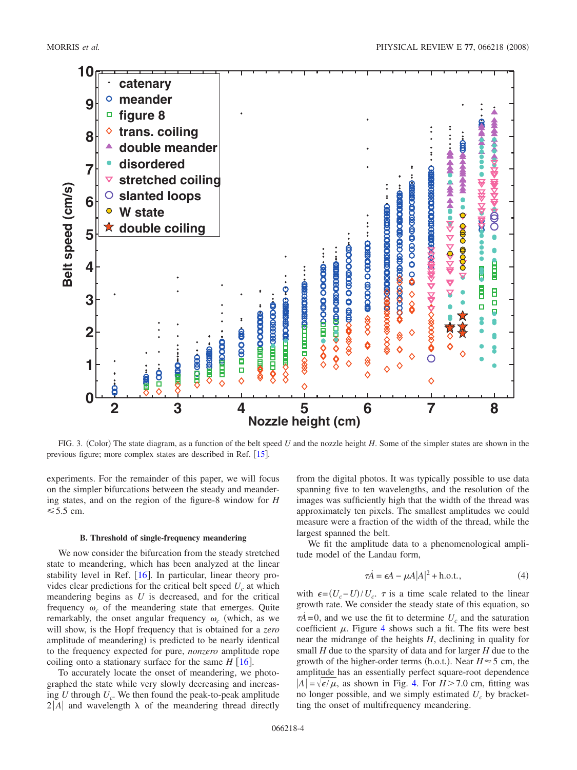FIG. 3. (Color) The state diagram, as a function of the belt speed $U$ and the nozzle height $H$. Some of the simpler states are shown in the previous figure; more complex states are described in Ref. [15].

experiments. For the remainder of this paper, we will focus on the simpler bifurcations between the steady and meandering states, and on the region of the figure-8 window for $H \lesssim 5.5$ cm.

### B. Threshold of single-frequency meandering

We now consider the bifurcation from the steady stretched state to meandering, which has been analyzed at the linear stability level in Ref. [16]. In particular, linear theory provides clear predictions for the critical belt speed $U_c$ at which meandering begins as $U$ is decreased, and for the critical frequency $\omega_c$ of the meandering state that emerges. Quite remarkably, the onset angular frequency $\omega_c$ (which, as we will show, is the Hopf frequency that is obtained for a *zero* amplitude of meandering) is predicted to be nearly identical to the frequency expected for pure, *nonzero* amplitude rope coiling onto a stationary surface for the same $H$ [16].

To accurately locate the onset of meandering, we photographed the state while very slowly decreasing and increasing $U$ through $U_c$. We then found the peak-to-peak amplitude $2|A|$ and wavelength $\lambda$ of the meandering thread directly from the digital photos. It was typically possible to use data spanning five to ten wavelengths, and the resolution of the images was sufficiently high that the width of the thread was approximately ten pixels. The smallest amplitudes we could measure were a fraction of the width of the thread, while the largest spanned the belt.

We fit the amplitude data to a phenomenological amplitude model of the Landau form,

$$\tau\dot{A} = \epsilon A - \mu A|A|^2 + \text{h.o.t.}, \tag{4}$$

with $\epsilon = (U_c - U)/U_c$. $\tau$ is a time scale related to the linear growth rate. We consider the steady state of this equation, so $\tau\dot{A} = 0$, and we use the fit to determine $U_c$ and the saturation coefficient $\mu$. Figure 4 shows such a fit. The fits were best near the midrange of the heights $H$, declining in quality for small $H$ due to the sparsity of data and for larger $H$ due to the growth of the higher-order terms (h.o.t.). Near $H \approx 5$ cm, the amplitude has an essentially perfect square-root dependence $|A| = \sqrt{\epsilon/\mu}$, as shown in Fig. 4. For $H > 7.0$ cm, fitting was no longer possible, and we simply estimated $U_c$ by bracketing the onset of multifrequency meandering.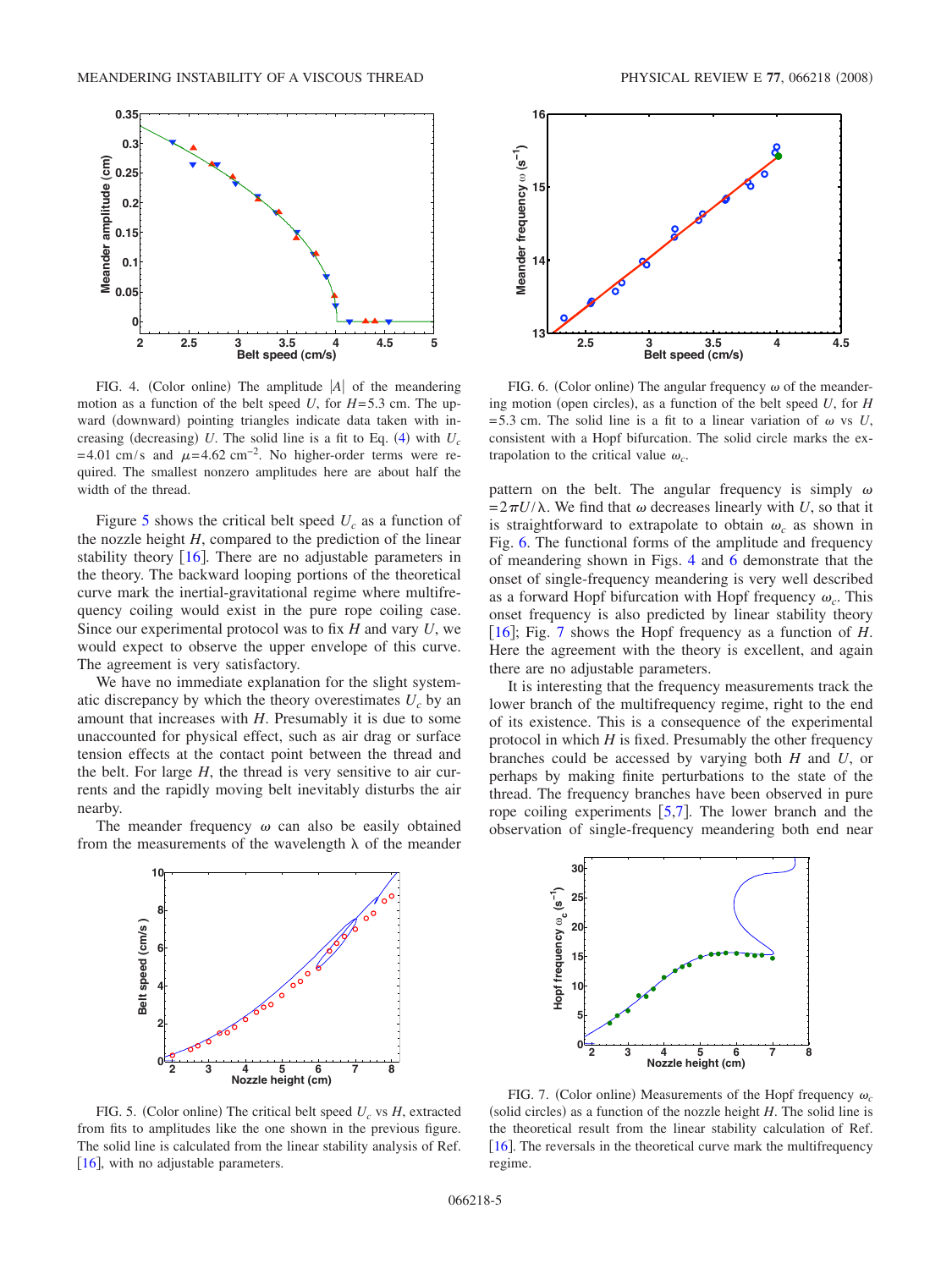FIG. 4. (Color online) The amplitude $|A|$ of the meandering motion as a function of the belt speed $U$, for $H=5.3$ cm. The upward (downward) pointing triangles indicate data taken with increasing (decreasing) $U$. The solid line is a fit to Eq. (4) with $U_c=4.01$ cm/s and $\mu=4.62$ cm$^{-2}$. No higher-order terms were required. The smallest nonzero amplitudes here are about half the width of the thread.

FIG. 6. (Color online) The angular frequency $\omega$ of the meandering motion (open circles), as a function of the belt speed $U$, for $H=5.3$ cm. The solid line is a fit to a linear variation of $\omega$ vs $U$, consistent with a Hopf bifurcation. The solid circle marks the extrapolation to the critical value $\omega_c$.

Figure 5 shows the critical belt speed $U_c$ as a function of the nozzle height $H$, compared to the prediction of the linear stability theory [16]. There are no adjustable parameters in the theory. The backward looping portions of the theoretical curve mark the inertial-gravitational regime where multifrequency coiling would exist in the pure rope coiling case. Since our experimental protocol was to fix $H$ and vary $U$, we would expect to observe the upper envelope of this curve. The agreement is very satisfactory.

We have no immediate explanation for the slight systematic discrepancy by which the theory overestimates $U_c$ by an amount that increases with $H$. Presumably it is due to some unaccounted for physical effect, such as air drag or surface tension effects at the contact point between the thread and the belt. For large $H$, the thread is very sensitive to air currents and the rapidly moving belt inevitably disturbs the air nearby.

The meander frequency $\omega$ can also be easily obtained from the measurements of the wavelength $\lambda$ of the meander pattern on the belt. The angular frequency is simply $\omega=2\pi U/\lambda$. We find that $\omega$ decreases linearly with $U$, so that it is straightforward to extrapolate to obtain $\omega_c$ as shown in Fig. 6. The functional forms of the amplitude and frequency of meandering shown in Figs. 4 and 6 demonstrate that the onset of single-frequency meandering is very well described as a forward Hopf bifurcation with Hopf frequency $\omega_c$. This onset frequency is also predicted by linear stability theory [16]; Fig. 7 shows the Hopf frequency as a function of $H$. Here the agreement with the theory is excellent, and again there are no adjustable parameters.

It is interesting that the frequency measurements track the lower branch of the multifrequency regime, right to the end of its existence. This is a consequence of the experimental protocol in which $H$ is fixed. Presumably the other frequency branches could be accessed by varying both $H$ and $U$, or perhaps by making finite perturbations to the state of the thread. The frequency branches have been observed in pure rope coiling experiments [5,7]. The lower branch and the observation of single-frequency meandering both end near

FIG. 5. (Color online) The critical belt speed $U_c$ vs $H$, extracted from fits to amplitudes like the one shown in the previous figure. The solid line is calculated from the linear stability analysis of Ref. [16], with no adjustable parameters.

FIG. 7. (Color online) Measurements of the Hopf frequency $\omega_c$ (solid circles) as a function of the nozzle height $H$. The solid line is the theoretical result from the linear stability calculation of Ref. [16]. The reversals in the theoretical curve mark the multifrequency regime.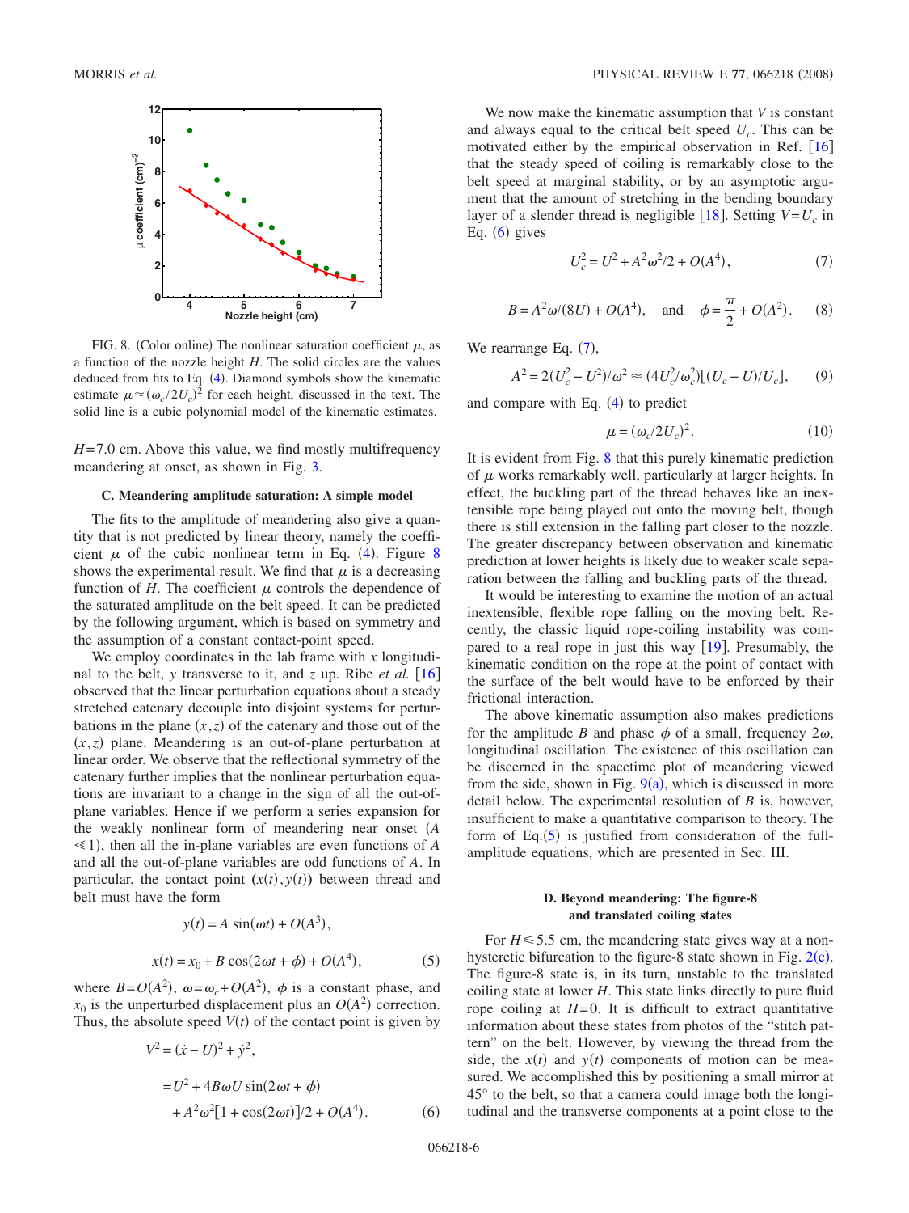FIG. 8. (Color online) The nonlinear saturation coefficient $\mu$, as a function of the nozzle height $H$. The solid circles are the values deduced from fits to Eq. (4). Diamond symbols show the kinematic estimate $\mu \approx (\omega_c/2U_c)^2$ for each height, discussed in the text. The solid line is a cubic polynomial model of the kinematic estimates.

$H$=7.0 cm. Above this value, we find mostly multifrequency meandering at onset, as shown in Fig. 3.

### C. Meandering amplitude saturation: A simple model

The fits to the amplitude of meandering also give a quantity that is not predicted by linear theory, namely the coefficient $\mu$ of the cubic nonlinear term in Eq. (4). Figure 8 shows the experimental result. We find that $\mu$ is a decreasing function of $H$. The coefficient $\mu$ controls the dependence of the saturated amplitude on the belt speed. It can be predicted by the following argument, which is based on symmetry and the assumption of a constant contact-point speed.

We employ coordinates in the lab frame with $x$ longitudinal to the belt, $y$ transverse to it, and $z$ up. Ribe *et al.* [16] observed that the linear perturbation equations about a steady stretched catenary decouple into disjoint systems for perturbations in the plane $(x,z)$ of the catenary and those out of the $(x,z)$ plane. Meandering is an out-of-plane perturbation at linear order. We observe that the reflectional symmetry of the catenary further implies that the nonlinear perturbation equations are invariant to a change in the sign of all the out-of-plane variables. Hence if we perform a series expansion for the weakly nonlinear form of meandering near onset ($A \ll 1$), then all the in-plane variables are even functions of $A$ and all the out-of-plane variables are odd functions of $A$. In particular, the contact point $(x(t),y(t))$ between thread and belt must have the form

$$y(t) = A\sin(\omega t) + O(A^3),$$

$$x(t) = x_0 + B\cos(2\omega t + \phi) + O(A^4), \tag{5}$$

where $B = O(A^2)$, $\omega = \omega_c + O(A^2)$, $\phi$ is a constant phase, and $x_0$ is the unperturbed displacement plus an $O(A^2)$ correction. Thus, the absolute speed $V(t)$ of the contact point is given by

$$\begin{aligned} V^2 &= (\dot{x} - U)^2 + \dot{y}^2, \\ &= U^2 + 4B\omega U\sin(2\omega t + \phi) \\ &\quad + A^2\omega^2[1 + \cos(2\omega t)]/2 + O(A^4). \end{aligned} \tag{6}$$

We now make the kinematic assumption that $V$ is constant and always equal to the critical belt speed $U_c$. This can be motivated either by the empirical observation in Ref. [16] that the steady speed of coiling is remarkably close to the belt speed at marginal stability, or by an asymptotic argument that the amount of stretching in the bending boundary layer of a slender thread is negligible [18]. Setting $V=U_c$ in Eq. (6) gives

$$U_c^2 = U^2 + A^2\omega^2/2 + O(A^4), \tag{7}$$

$$B = A^2\omega/(8U) + O(A^4), \quad \text{and} \quad \phi = \frac{\pi}{2} + O(A^2). \tag{8}$$

We rearrange Eq. (7),

$$A^2 = 2(U_c^2 - U^2)/\omega^2 \approx (4U_c^2/\omega_c^2)[(U_c - U)/U_c], \tag{9}$$

and compare with Eq. (4) to predict

$$\mu = (\omega_c/2U_c)^2. \tag{10}$$

It is evident from Fig. 8 that this purely kinematic prediction of $\mu$ works remarkably well, particularly at larger heights. In effect, the buckling part of the thread behaves like an inextensible rope being played out onto the moving belt, though there is still extension in the falling part closer to the nozzle. The greater discrepancy between observation and kinematic prediction at lower heights is likely due to weaker scale separation between the falling and buckling parts of the thread.

It would be interesting to examine the motion of an actual inextensible, flexible rope falling on the moving belt. Recently, the classic liquid rope-coiling instability was compared to a real rope in just this way [19]. Presumably, the kinematic condition on the rope at the point of contact with the surface of the belt would have to be enforced by their frictional interaction.

The above kinematic assumption also makes predictions for the amplitude $B$ and phase $\phi$ of a small, frequency $2\omega$, longitudinal oscillation. The existence of this oscillation can be discerned in the spacetime plot of meandering viewed from the side, shown in Fig. 9(a), which is discussed in more detail below. The experimental resolution of $B$ is, however, insufficient to make a quantitative comparison to theory. The form of Eq.(5) is justified from consideration of the full-amplitude equations, which are presented in Sec. III.

### D. Beyond meandering: The figure-8 and translated coiling states

For $H \lesssim 5.5$ cm, the meandering state gives way at a non-hysteretic bifurcation to the figure-8 state shown in Fig. 2(c). The figure-8 state is, in its turn, unstable to the translated coiling state at lower $H$. This state links directly to pure fluid rope coiling at $H=0$. It is difficult to extract quantitative information about these states from photos of the "stitch pattern" on the belt. However, by viewing the thread from the side, the $x(t)$ and $y(t)$ components of motion can be measured. We accomplished this by positioning a small mirror at 45° to the belt, so that a camera could image both the longitudinal and the transverse components at a point close to the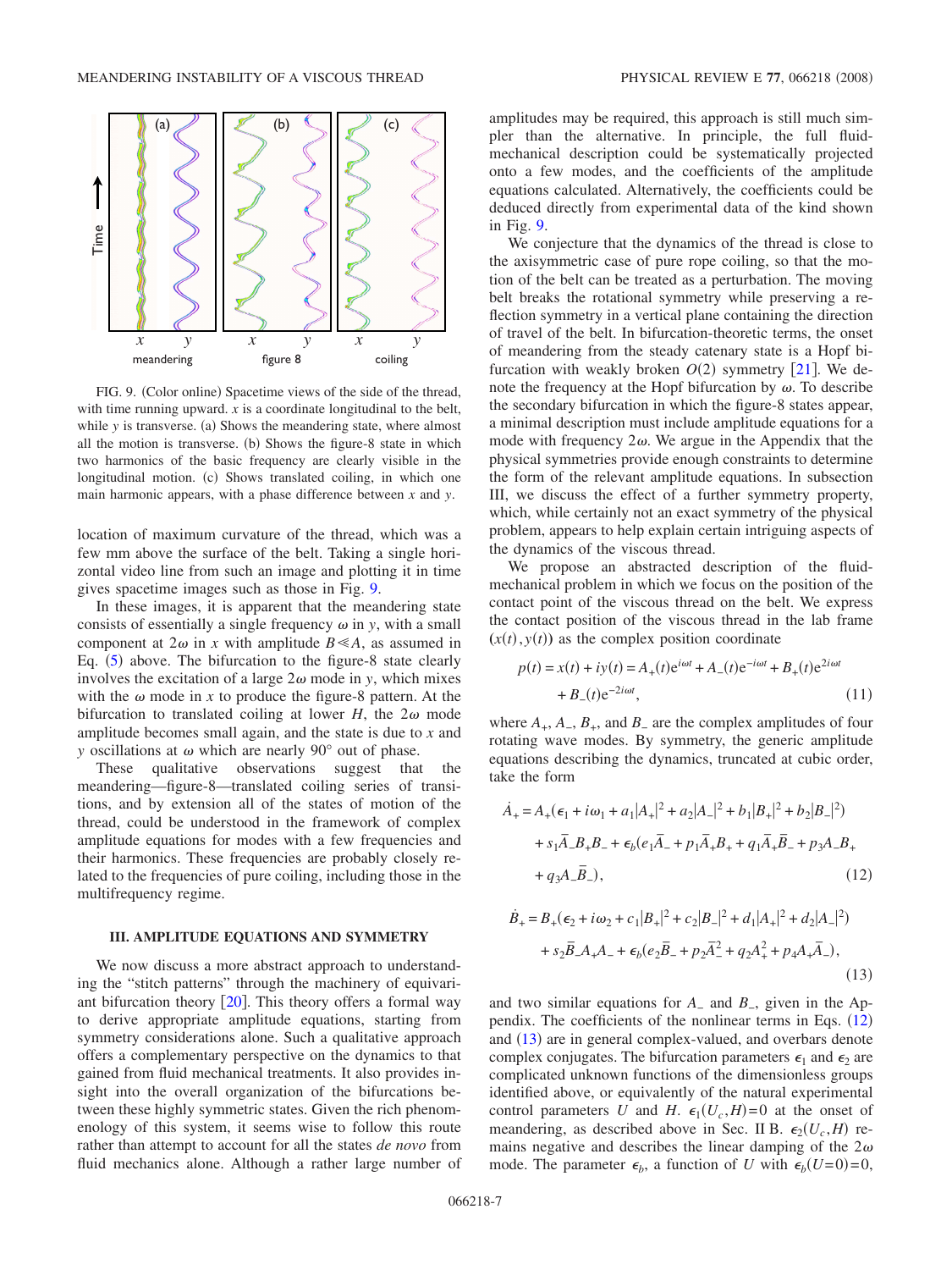FIG. 9. (Color online) Spacetime views of the side of the thread, with time running upward. $x$ is a coordinate longitudinal to the belt, while $y$ is transverse. (a) Shows the meandering state, where almost all the motion is transverse. (b) Shows the figure-8 state in which two harmonics of the basic frequency are clearly visible in the longitudinal motion. (c) Shows translated coiling, in which one main harmonic appears, with a phase difference between $x$ and $y$.

location of maximum curvature of the thread, which was a few mm above the surface of the belt. Taking a single horizontal video line from such an image and plotting it in time gives spacetime images such as those in Fig. 9.

In these images, it is apparent that the meandering state consists of essentially a single frequency $\omega$ in $y$, with a small component at $2\omega$ in $x$ with amplitude $B \ll A$, as assumed in Eq. (5) above. The bifurcation to the figure-8 state clearly involves the excitation of a large $2\omega$ mode in $y$, which mixes with the $\omega$ mode in $x$ to produce the figure-8 pattern. At the bifurcation to translated coiling at lower $H$, the $2\omega$ mode amplitude becomes small again, and the state is due to $x$ and $y$ oscillations at $\omega$ which are nearly 90° out of phase.

These qualitative observations suggest that the meandering—figure-8—translated coiling series of transitions, and by extension all of the states of motion of the thread, could be understood in the framework of complex amplitude equations for modes with a few frequencies and their harmonics. These frequencies are probably closely related to the frequencies of pure coiling, including those in the multifrequency regime.

### III. AMPLITUDE EQUATIONS AND SYMMETRY

We now discuss a more abstract approach to understanding the "stitch patterns" through the machinery of equivariant bifurcation theory [20]. This theory offers a formal way to derive appropriate amplitude equations, starting from symmetry considerations alone. Such a qualitative approach offers a complementary perspective on the dynamics to that gained from fluid mechanical treatments. It also provides insight into the overall organization of the bifurcations between these highly symmetric states. Given the rich phenomenology of this system, it seems wise to follow this route rather than attempt to account for all the states *de novo* from fluid mechanics alone. Although a rather large number of amplitudes may be required, this approach is still much simpler than the alternative. In principle, the full fluid-mechanical description could be systematically projected onto a few modes, and the coefficients of the amplitude equations calculated. Alternatively, the coefficients could be deduced directly from experimental data of the kind shown in Fig. 9.

We conjecture that the dynamics of the thread is close to the axisymmetric case of pure rope coiling, so that the motion of the belt can be treated as a perturbation. The moving belt breaks the rotational symmetry while preserving a reflection symmetry in a vertical plane containing the direction of travel of the belt. In bifurcation-theoretic terms, the onset of meandering from the steady catenary state is a Hopf bifurcation with weakly broken $O(2)$ symmetry [21]. We denote the frequency at the Hopf bifurcation by $\omega$. To describe the secondary bifurcation in which the figure-8 states appear, a minimal description must include amplitude equations for a mode with frequency $2\omega$. We argue in the Appendix that the physical symmetries provide enough constraints to determine the form of the relevant amplitude equations. In subsection III, we discuss the effect of a further symmetry property, which, while certainly not an exact symmetry of the physical problem, appears to help explain certain intriguing aspects of the dynamics of the viscous thread.

We propose an abstracted description of the fluid-mechanical problem in which we focus on the position of the contact point of the viscous thread on the belt. We express the contact position of the viscous thread in the lab frame $(x(t), y(t))$ as the complex position coordinate

$$p(t) = x(t) + iy(t) = A_+(t)e^{i\omega t} + A_-(t)e^{-i\omega t} + B_+(t)e^{2i\omega t} + B_-(t)e^{-2i\omega t}, \tag{11}$$

where $A_+$, $A_-$, $B_+$, and $B_-$ are the complex amplitudes of four rotating wave modes. By symmetry, the generic amplitude equations describing the dynamics, truncated at cubic order, take the form

$$\begin{aligned}\dot{A}_+ = {} & A_+(\epsilon_1 + i\omega_1 + a_1|A_+|^2 + a_2|A_-|^2 + b_1|B_+|^2 + b_2|B_-|^2) \\ & + s_1\bar{A}_-B_+B_- + \epsilon_b(e_1\bar{A}_- + p_1\bar{A}_+B_+ + q_1\bar{A}_+\bar{B}_- + p_3A_-B_+ \\ & + q_3A_-\bar{B}_-),\end{aligned} \tag{12}$$

$$\begin{aligned}\dot{B}_+ = {} & B_+(\epsilon_2 + i\omega_2 + c_1|B_+|^2 + c_2|B_-|^2 + d_1|A_+|^2 + d_2|A_-|^2) \\ & + s_2\bar{B}_-A_+A_- + \epsilon_b(e_2\bar{B}_- + p_2\bar{A}_-^2 + q_2A_+^2 + p_4A_+\bar{A}_-),\end{aligned} \tag{13}$$

and two similar equations for $A_-$ and $B_-$, given in the Appendix. The coefficients of the nonlinear terms in Eqs. (12) and (13) are in general complex-valued, and overbars denote complex conjugates. The bifurcation parameters $\epsilon_1$ and $\epsilon_2$ are complicated unknown functions of the dimensionless groups identified above, or equivalently of the natural experimental control parameters $U$ and $H$. $\epsilon_1(U_c, H) = 0$ at the onset of meandering, as described above in Sec. II B. $\epsilon_2(U_c, H)$ remains negative and describes the linear damping of the $2\omega$ mode. The parameter $\epsilon_b$, a function of $U$ with $\epsilon_b(U=0) = 0$,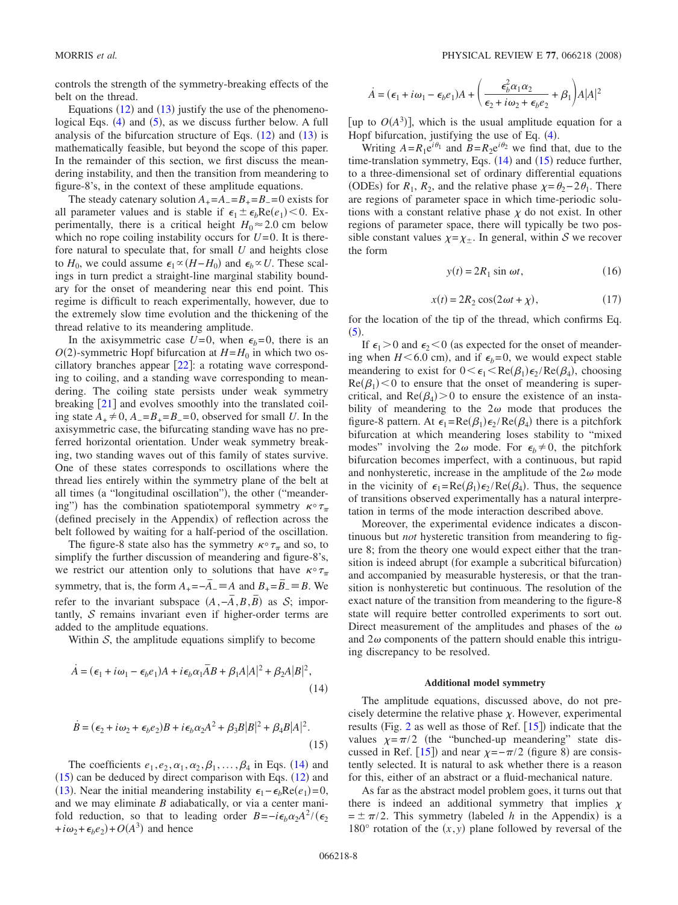controls the strength of the symmetry-breaking effects of the belt on the thread.

Equations (12) and (13) justify the use of the phenomenological Eqs. (4) and (5), as we discuss further below. A full analysis of the bifurcation structure of Eqs. (12) and (13) is mathematically feasible, but beyond the scope of this paper. In the remainder of this section, we first discuss the meandering instability, and then the transition from meandering to figure-8's, in the context of these amplitude equations.

The steady catenary solution $A_+ = A_- = B_+ = B_- = 0$ exists for all parameter values and is stable if $\epsilon_1 \pm \epsilon_b \mathrm{Re}(e_1) < 0$. Experimentally, there is a critical height $H_0 \approx 2.0$ cm below which no rope coiling instability occurs for $U=0$. It is therefore natural to speculate that, for small $U$ and heights close to $H_0$, we could assume $\epsilon_1 \propto (H - H_0)$ and $\epsilon_b \propto U$. These scalings in turn predict a straight-line marginal stability boundary for the onset of meandering near this end point. This regime is difficult to reach experimentally, however, due to the extremely slow time evolution and the thickening of the thread relative to its meandering amplitude.

In the axisymmetric case $U=0$, when $\epsilon_b = 0$, there is an $O(2)$-symmetric Hopf bifurcation at $H = H_0$ in which two oscillatory branches appear [22]: a rotating wave corresponding to coiling, and a standing wave corresponding to meandering. The coiling state persists under weak symmetry breaking [21] and evolves smoothly into the translated coiling state $A_+ \neq 0$, $A_- = B_+ = B_- = 0$, observed for small $U$. In the axisymmetric case, the bifurcating standing wave has no preferred horizontal orientation. Under weak symmetry breaking, two standing waves out of this family of states survive. One of these states corresponds to oscillations where the thread lies entirely within the symmetry plane of the belt at all times (a "longitudinal oscillation"), the other ("meandering") has the combination spatiotemporal symmetry $\kappa \circ \tau_\pi$ (defined precisely in the Appendix) of reflection across the belt followed by waiting for a half-period of the oscillation.

The figure-8 state also has the symmetry $\kappa \circ \tau_\pi$ and so, to simplify the further discussion of meandering and figure-8's, we restrict our attention only to solutions that have $\kappa \circ \tau_\pi$ symmetry, that is, the form $A_+ = -\bar{A}_- \equiv A$ and $B_+ = \bar{B}_- \equiv B$. We refer to the invariant subspace $(A, -\bar{A}, B, \bar{B})$ as $\mathcal{S}$; importantly, $\mathcal{S}$ remains invariant even if higher-order terms are added to the amplitude equations.

Within $\mathcal{S}$, the amplitude equations simplify to become

$$\dot{A} = (\epsilon_1 + i\omega_1 - \epsilon_b e_1)A + i\epsilon_b \alpha_1 \bar{A} B + \beta_1 A|A|^2 + \beta_2 A|B|^2, \tag{14}$$

$$\dot{B} = (\epsilon_2 + i\omega_2 + \epsilon_b e_2)B + i\epsilon_b \alpha_2 A^2 + \beta_3 B|B|^2 + \beta_4 B|A|^2. \tag{15}$$

The coefficients $e_1, e_2, \alpha_1, \alpha_2, \beta_1, \ldots, \beta_4$ in Eqs. (14) and (15) can be deduced by direct comparison with Eqs. (12) and (13). Near the initial meandering instability $\epsilon_1 - \epsilon_b \mathrm{Re}(e_1) = 0$, and we may eliminate $B$ adiabatically, or via a center manifold reduction, so that to leading order $B = -i\epsilon_b \alpha_2 A^2 / (\epsilon_2 + i\omega_2 + \epsilon_b e_2) + O(A^3)$ and hence

$$\dot{A} = (\epsilon_1 + i\omega_1 - \epsilon_b e_1)A + \left( \frac{\epsilon_b^2 \alpha_1 \alpha_2}{\epsilon_2 + i\omega_2 + \epsilon_b e_2} + \beta_1 \right) A|A|^2$$

[up to $O(A^3)$], which is the usual amplitude equation for a Hopf bifurcation, justifying the use of Eq. (4).

Writing $A = R_1 e^{i\theta_1}$ and $B = R_2 e^{i\theta_2}$ we find that, due to the time-translation symmetry, Eqs. (14) and (15) reduce further, to a three-dimensional set of ordinary differential equations (ODEs) for $R_1$, $R_2$, and the relative phase $\chi = \theta_2 - 2\theta_1$. There are regions of parameter space in which time-periodic solutions with a constant relative phase $\chi$ do not exist. In other regions of parameter space, there will typically be two possible constant values $\chi = \chi_\pm$. In general, within $\mathcal{S}$ we recover the form

$$y(t) = 2R_1 \sin \omega t, \tag{16}$$

$$x(t) = 2R_2 \cos(2\omega t + \chi), \tag{17}$$

for the location of the tip of the thread, which confirms Eq. (5).

If $\epsilon_1 > 0$ and $\epsilon_2 < 0$ (as expected for the onset of meandering when $H < 6.0$ cm), and if $\epsilon_b = 0$, we would expect stable meandering to exist for $0 < \epsilon_1 < \mathrm{Re}(\beta_1)\epsilon_2 / \mathrm{Re}(\beta_4)$, choosing $\mathrm{Re}(\beta_1) < 0$ to ensure that the onset of meandering is supercritical, and $\mathrm{Re}(\beta_4) > 0$ to ensure the existence of an instability of meandering to the $2\omega$ mode that produces the figure-8 pattern. At $\epsilon_1 = \mathrm{Re}(\beta_1)\epsilon_2 / \mathrm{Re}(\beta_4)$ there is a pitchfork bifurcation at which meandering loses stability to "mixed modes" involving the $2\omega$ mode. For $\epsilon_b \neq 0$, the pitchfork bifurcation becomes imperfect, with a continuous, but rapid and nonhysteretic, increase in the amplitude of the $2\omega$ mode in the vicinity of $\epsilon_1 = \mathrm{Re}(\beta_1)\epsilon_2 / \mathrm{Re}(\beta_4)$. Thus, the sequence of transitions observed experimentally has a natural interpretation in terms of the mode interaction described above.

Moreover, the experimental evidence indicates a discontinuous but *not* hysteretic transition from meandering to figure 8; from the theory one would expect either that the transition is indeed abrupt (for example a subcritical bifurcation) and accompanied by measurable hysteresis, or that the transition is nonhysteretic but continuous. The resolution of the exact nature of the transition from meandering to the figure-8 state will require better controlled experiments to sort out. Direct measurement of the amplitudes and phases of the $\omega$ and $2\omega$ components of the pattern should enable this intriguing discrepancy to be resolved.

### Additional model symmetry

The amplitude equations, discussed above, do not precisely determine the relative phase $\chi$. However, experimental results (Fig. 2 as well as those of Ref. [15]) indicate that the values $\chi = \pi/2$ (the "bunched-up meandering" state discussed in Ref. [15]) and near $\chi = -\pi/2$ (figure 8) are consistently selected. It is natural to ask whether there is a reason for this, either of an abstract or a fluid-mechanical nature.

As far as the abstract model problem goes, it turns out that there is indeed an additional symmetry that implies $\chi = \pm \pi/2$. This symmetry (labeled $h$ in the Appendix) is a $180°$ rotation of the $(x, y)$ plane followed by reversal of the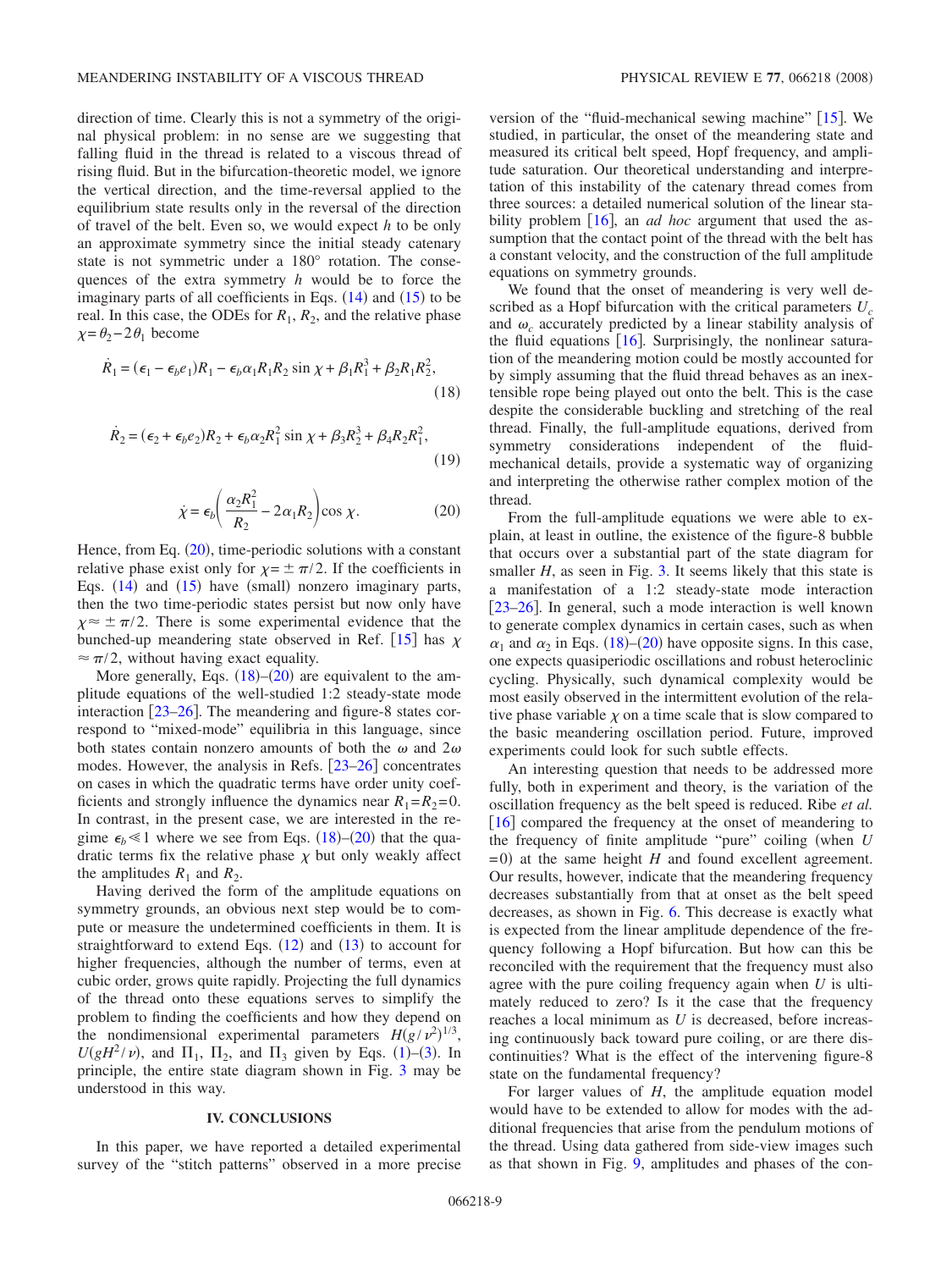direction of time. Clearly this is not a symmetry of the original physical problem: in no sense are we suggesting that falling fluid in the thread is related to a viscous thread of rising fluid. But in the bifurcation-theoretic model, we ignore the vertical direction, and the time-reversal applied to the equilibrium state results only in the reversal of the direction of travel of the belt. Even so, we would expect $h$ to be only an approximate symmetry since the initial steady catenary state is not symmetric under a 180° rotation. The consequences of the extra symmetry $h$ would be to force the imaginary parts of all coefficients in Eqs. (14) and (15) to be real. In this case, the ODEs for $R_1$, $R_2$, and the relative phase $\chi = \theta_2 - 2\theta_1$ become

$$\dot{R}_1 = (\epsilon_1 - \epsilon_b e_1)R_1 - \epsilon_b \alpha_1 R_1 R_2 \sin \chi + \beta_1 R_1^3 + \beta_2 R_1 R_2^2, \tag{18}$$

$$\dot{R}_2 = (\epsilon_2 + \epsilon_b e_2)R_2 + \epsilon_b \alpha_2 R_1^2 \sin \chi + \beta_3 R_2^3 + \beta_4 R_2 R_1^2, \tag{19}$$

$$\dot{\chi} = \epsilon_b \left( \frac{\alpha_2 R_1^2}{R_2} - 2\alpha_1 R_2 \right) \cos \chi. \tag{20}$$

Hence, from Eq. (20), time-periodic solutions with a constant relative phase exist only for $\chi = \pm \pi/2$. If the coefficients in Eqs. (14) and (15) have (small) nonzero imaginary parts, then the two time-periodic states persist but now only have $\chi \approx \pm \pi/2$. There is some experimental evidence that the bunched-up meandering state observed in Ref. [15] has $\chi \approx \pi/2$, without having exact equality.

More generally, Eqs. (18)–(20) are equivalent to the amplitude equations of the well-studied 1:2 steady-state mode interaction [23–26]. The meandering and figure-8 states correspond to "mixed-mode" equilibria in this language, since both states contain nonzero amounts of both the $\omega$ and $2\omega$ modes. However, the analysis in Refs. [23–26] concentrates on cases in which the quadratic terms have order unity coefficients and strongly influence the dynamics near $R_1 = R_2 = 0$. In contrast, in the present case, we are interested in the regime $\epsilon_b \ll 1$ where we see from Eqs. (18)–(20) that the quadratic terms fix the relative phase $\chi$ but only weakly affect the amplitudes $R_1$ and $R_2$.

Having derived the form of the amplitude equations on symmetry grounds, an obvious next step would be to compute or measure the undetermined coefficients in them. It is straightforward to extend Eqs. (12) and (13) to account for higher frequencies, although the number of terms, even at cubic order, grows quite rapidly. Projecting the full dynamics of the thread onto these equations serves to simplify the problem to finding the coefficients and how they depend on the nondimensional experimental parameters $H(g/\nu^2)^{1/3}$, $U(gH^2/\nu)$, and $\Pi_1$, $\Pi_2$, and $\Pi_3$ given by Eqs. (1)–(3). In principle, the entire state diagram shown in Fig. 3 may be understood in this way.

## IV. CONCLUSIONS

In this paper, we have reported a detailed experimental survey of the "stitch patterns" observed in a more precise version of the "fluid-mechanical sewing machine" [15]. We studied, in particular, the onset of the meandering state and measured its critical belt speed, Hopf frequency, and amplitude saturation. Our theoretical understanding and interpretation of this instability of the catenary thread comes from three sources: a detailed numerical solution of the linear stability problem [16], an *ad hoc* argument that used the assumption that the contact point of the thread with the belt has a constant velocity, and the construction of the full amplitude equations on symmetry grounds.

We found that the onset of meandering is very well described as a Hopf bifurcation with the critical parameters $U_c$ and $\omega_c$ accurately predicted by a linear stability analysis of the fluid equations [16]. Surprisingly, the nonlinear saturation of the meandering motion could be mostly accounted for by simply assuming that the fluid thread behaves as an inextensible rope being played out onto the belt. This is the case despite the considerable buckling and stretching of the real thread. Finally, the full-amplitude equations, derived from symmetry considerations independent of the fluid-mechanical details, provide a systematic way of organizing and interpreting the otherwise rather complex motion of the thread.

From the full-amplitude equations we were able to explain, at least in outline, the existence of the figure-8 bubble that occurs over a substantial part of the state diagram for smaller $H$, as seen in Fig. 3. It seems likely that this state is a manifestation of a 1:2 steady-state mode interaction [23–26]. In general, such a mode interaction is well known to generate complex dynamics in certain cases, such as when $\alpha_1$ and $\alpha_2$ in Eqs. (18)–(20) have opposite signs. In this case, one expects quasiperiodic oscillations and robust heteroclinic cycling. Physically, such dynamical complexity would be most easily observed in the intermittent evolution of the relative phase variable $\chi$ on a time scale that is slow compared to the basic meandering oscillation period. Future, improved experiments could look for such subtle effects.

An interesting question that needs to be addressed more fully, both in experiment and theory, is the variation of the oscillation frequency as the belt speed is reduced. Ribe *et al.* [16] compared the frequency at the onset of meandering to the frequency of finite amplitude "pure" coiling (when $U = 0$) at the same height $H$ and found excellent agreement. Our results, however, indicate that the meandering frequency decreases substantially from that at onset as the belt speed decreases, as shown in Fig. 6. This decrease is exactly what is expected from the linear amplitude dependence of the frequency following a Hopf bifurcation. But how can this be reconciled with the requirement that the frequency must also agree with the pure coiling frequency again when $U$ is ultimately reduced to zero? Is it the case that the frequency reaches a local minimum as $U$ is decreased, before increasing continuously back toward pure coiling, or are there discontinuities? What is the effect of the intervening figure-8 state on the fundamental frequency?

For larger values of $H$, the amplitude equation model would have to be extended to allow for modes with the additional frequencies that arise from the pendulum motions of the thread. Using data gathered from side-view images such as that shown in Fig. 9, amplitudes and phases of the con-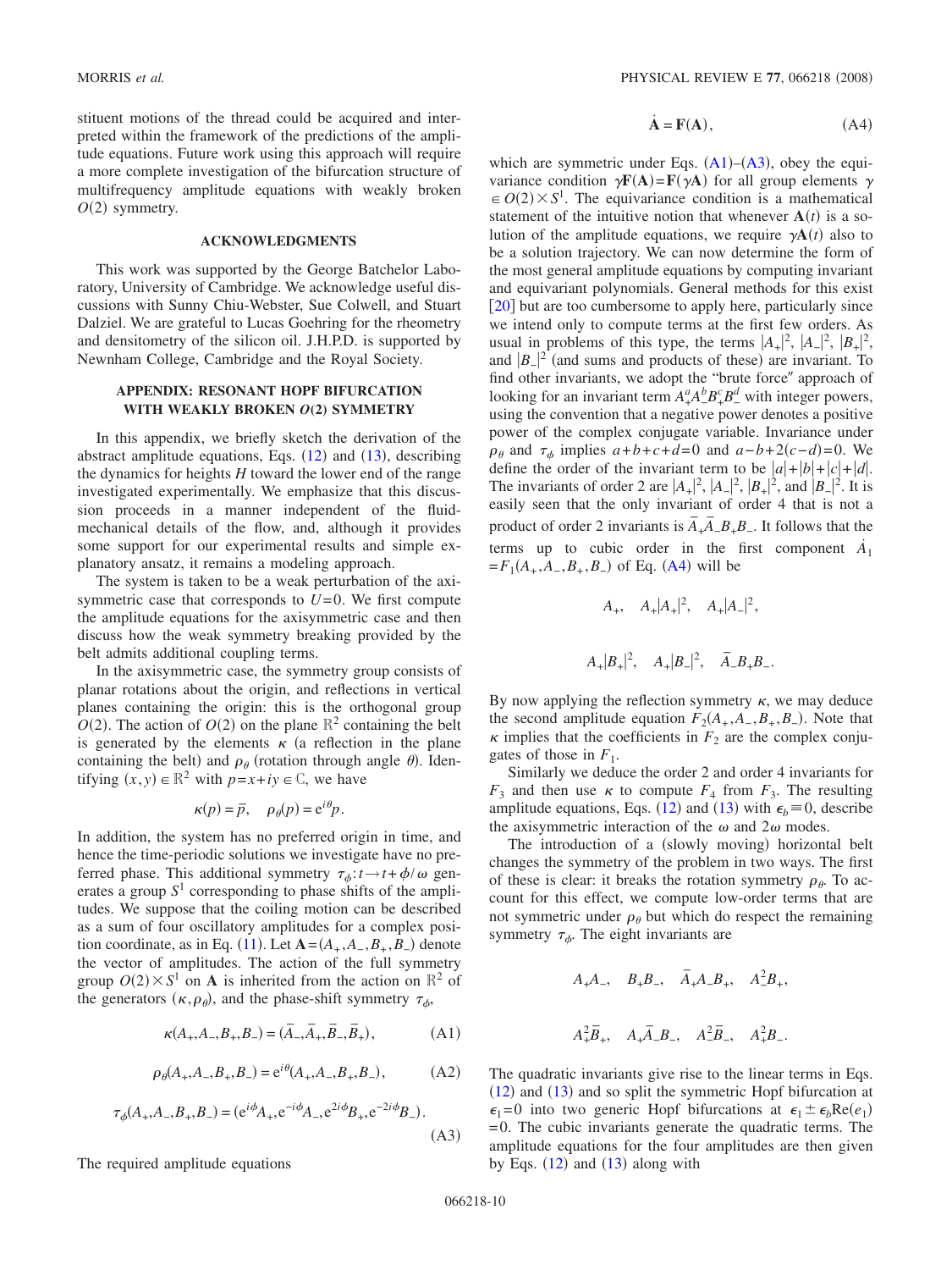stituent motions of the thread could be acquired and interpreted within the framework of the predictions of the amplitude equations. Future work using this approach will require a more complete investigation of the bifurcation structure of multifrequency amplitude equations with weakly broken $O(2)$ symmetry.

## ACKNOWLEDGMENTS

This work was supported by the George Batchelor Laboratory, University of Cambridge. We acknowledge useful discussions with Sunny Chiu-Webster, Sue Colwell, and Stuart Dalziel. We are grateful to Lucas Goehring for the rheometry and densitometry of the silicon oil. J.H.P.D. is supported by Newnham College, Cambridge and the Royal Society.

## APPENDIX: RESONANT HOPF BIFURCATION WITH WEAKLY BROKEN $O(2)$ SYMMETRY

In this appendix, we briefly sketch the derivation of the abstract amplitude equations, Eqs. (12) and (13), describing the dynamics for heights $H$ toward the lower end of the range investigated experimentally. We emphasize that this discussion proceeds in a manner independent of the fluid-mechanical details of the flow, and, although it provides some support for our experimental results and simple explanatory ansatz, it remains a modeling approach.

The system is taken to be a weak perturbation of the axisymmetric case that corresponds to $U=0$. We first compute the amplitude equations for the axisymmetric case and then discuss how the weak symmetry breaking provided by the belt admits additional coupling terms.

In the axisymmetric case, the symmetry group consists of planar rotations about the origin, and reflections in vertical planes containing the origin: this is the orthogonal group $O(2)$. The action of $O(2)$ on the plane $\mathbb{R}^2$ containing the belt is generated by the elements $\kappa$ (a reflection in the plane containing the belt) and $\rho_\theta$ (rotation through angle $\theta$). Identifying $(x,y)\in\mathbb{R}^2$ with $p=x+iy\in\mathbb{C}$, we have

$$\kappa(p)=\bar{p},\quad \rho_\theta(p)=e^{i\theta}p.$$

In addition, the system has no preferred origin in time, and hence the time-periodic solutions we investigate have no preferred phase. This additional symmetry $\tau_\phi: t\to t+\phi/\omega$ generates a group $S^1$ corresponding to phase shifts of the amplitudes. We suppose that the coiling motion can be described as a sum of four oscillatory amplitudes for a complex position coordinate, as in Eq. (11). Let $\mathbf{A}=(A_+,A_-,B_+,B_-)$ denote the vector of amplitudes. The action of the full symmetry group $O(2)\times S^1$ on $\mathbf{A}$ is inherited from the action on $\mathbb{R}^2$ of the generators $(\kappa,\rho_\theta)$, and the phase-shift symmetry $\tau_\phi$,

$$\kappa(A_+,A_-,B_+,B_-)=(\bar{A}_-,\bar{A}_+,\bar{B}_-,\bar{B}_+), \tag{A1}$$

$$\rho_\theta(A_+,A_-,B_+,B_-)=e^{i\theta}(A_+,A_-,B_+,B_-), \tag{A2}$$

$$\tau_\phi(A_+,A_-,B_+,B_-)=(e^{i\phi}A_+,e^{-i\phi}A_-,e^{2i\phi}B_+,e^{-2i\phi}B_-). \tag{A3}$$

The required amplitude equations

$$\dot{\mathbf{A}}=\mathbf{F}(\mathbf{A}), \tag{A4}$$

which are symmetric under Eqs. (A1)–(A3), obey the equivariance condition $\gamma\mathbf{F}(\mathbf{A})=\mathbf{F}(\gamma\mathbf{A})$ for all group elements $\gamma\in O(2)\times S^1$. The equivariance condition is a mathematical statement of the intuitive notion that whenever $\mathbf{A}(t)$ is a solution of the amplitude equations, we require $\gamma\mathbf{A}(t)$ also to be a solution trajectory. We can now determine the form of the most general amplitude equations by computing invariant and equivariant polynomials. General methods for this exist [20] but are too cumbersome to apply here, particularly since we intend only to compute terms at the first few orders. As usual in problems of this type, the terms $|A_+|^2$, $|A_-|^2$, $|B_+|^2$, and $|B_-|^2$ (and sums and products of these) are invariant. To find other invariants, we adopt the "brute force" approach of looking for an invariant term $A_+^aA_-^bB_+^cB_-^d$ with integer powers, using the convention that a negative power denotes a positive power of the complex conjugate variable. Invariance under $\rho_\theta$ and $\tau_\phi$ implies $a+b+c+d=0$ and $a-b+2(c-d)=0$. We define the order of the invariant term to be $|a|+|b|+|c|+|d|$. The invariants of order 2 are $|A_+|^2$, $|A_-|^2$, $|B_+|^2$, and $|B_-|^2$. It is easily seen that the only invariant of order 4 that is not a product of order 2 invariants is $\bar{A}_+\bar{A}_-B_+B_-$. It follows that the terms up to cubic order in the first component $\dot{A}_1=F_1(A_+,A_-,B_+,B_-)$ of Eq. (A4) will be

$$A_+,\quad A_+|A_+|^2,\quad A_+|A_-|^2,$$

$$A_+|B_+|^2,\quad A_+|B_-|^2,\quad \bar{A}_-B_+B_-.$$

By now applying the reflection symmetry $\kappa$, we may deduce the second amplitude equation $F_2(A_+,A_-,B_+,B_-)$. Note that $\kappa$ implies that the coefficients in $F_2$ are the complex conjugates of those in $F_1$.

Similarly we deduce the order 2 and order 4 invariants for $F_3$ and then use $\kappa$ to compute $F_4$ from $F_3$. The resulting amplitude equations, Eqs. (12) and (13) with $\epsilon_b\equiv0$, describe the axisymmetric interaction of the $\omega$ and $2\omega$ modes.

The introduction of a (slowly moving) horizontal belt changes the symmetry of the problem in two ways. The first of these is clear: it breaks the rotation symmetry $\rho_\theta$. To account for this effect, we compute low-order terms that are not symmetric under $\rho_\theta$ but which do respect the remaining symmetry $\tau_\phi$. The eight invariants are

$$A_+A_-,\quad B_+B_-,\quad \bar{A}_+A_-B_+,\quad A_-^2B_+,$$

$$A_+^2\bar{B}_+,\quad A_+\bar{A}_-B_-,\quad A_-^2\bar{B}_-,\quad A_+^2B_-.$$

The quadratic invariants give rise to the linear terms in Eqs. (12) and (13) and so split the symmetric Hopf bifurcation at $\epsilon_1=0$ into two generic Hopf bifurcations at $\epsilon_1\pm\epsilon_b\mathrm{Re}(e_1)=0$. The cubic invariants generate the quadratic terms. The amplitude equations for the four amplitudes are then given by Eqs. (12) and (13) along with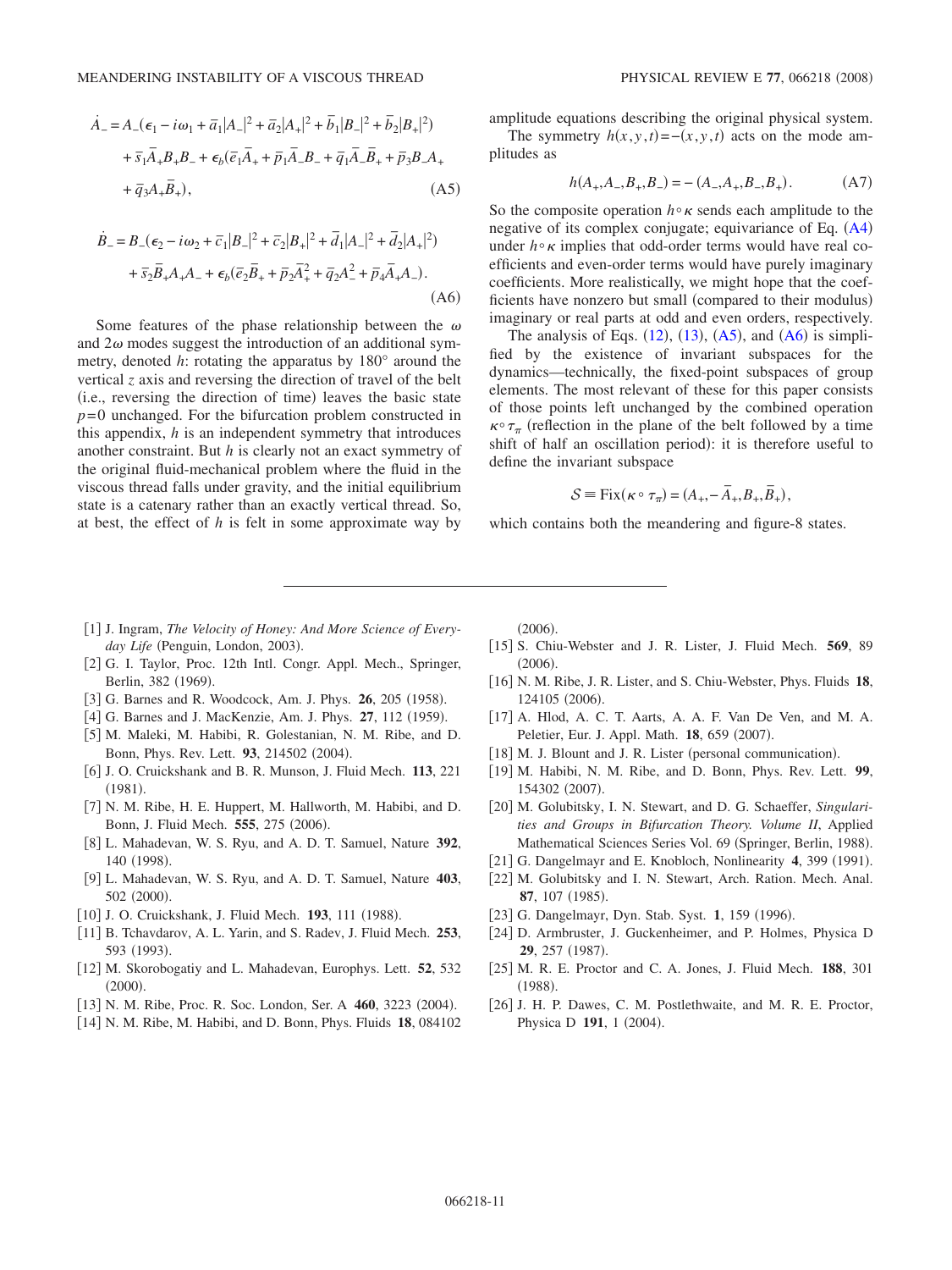$$\dot{A}_- = A_-(\epsilon_1 - i\omega_1 + \bar{a}_1|A_-|^2 + \bar{a}_2|A_+|^2 + \bar{b}_1|B_-|^2 + \bar{b}_2|B_+|^2) + \bar{s}_1\bar{A}_+B_+B_- + \epsilon_b(\bar{e}_1\bar{A}_+ + \bar{p}_1\bar{A}_-B_- + \bar{q}_1\bar{A}_-\bar{B}_+ + \bar{p}_3B_-A_+ + \bar{q}_3A_+\bar{B}_+), \tag{A5}$$

$$\dot{B}_- = B_-(\epsilon_2 - i\omega_2 + \bar{c}_1|B_-|^2 + \bar{c}_2|B_+|^2 + \bar{d}_1|A_-|^2 + \bar{d}_2|A_+|^2) + \bar{s}_2\bar{B}_+A_+A_- + \epsilon_b(\bar{e}_2\bar{B}_+ + \bar{p}_2\bar{A}_+^2 + \bar{q}_2A_-^2 + \bar{p}_4\bar{A}_+A_-). \tag{A6}$$

Some features of the phase relationship between the $\omega$ and $2\omega$ modes suggest the introduction of an additional symmetry, denoted $h$: rotating the apparatus by 180° around the vertical $z$ axis and reversing the direction of travel of the belt (i.e., reversing the direction of time) leaves the basic state $p=0$ unchanged. For the bifurcation problem constructed in this appendix, $h$ is an independent symmetry that introduces another constraint. But $h$ is clearly not an exact symmetry of the original fluid-mechanical problem where the fluid in the viscous thread falls under gravity, and the initial equilibrium state is a catenary rather than an exactly vertical thread. So, at best, the effect of $h$ is felt in some approximate way by amplitude equations describing the original physical system.

The symmetry $h(x,y,t) = -(x,y,t)$ acts on the mode amplitudes as

$$h(A_+, A_-, B_+, B_-) = -(A_-, A_+, B_-, B_+). \tag{A7}$$

So the composite operation $h \circ \kappa$ sends each amplitude to the negative of its complex conjugate; equivariance of Eq. (A4) under $h \circ \kappa$ implies that odd-order terms would have real coefficients and even-order terms would have purely imaginary coefficients. More realistically, we might hope that the coefficients have nonzero but small (compared to their modulus) imaginary or real parts at odd and even orders, respectively.

The analysis of Eqs. (12), (13), (A5), and (A6) is simplified by the existence of invariant subspaces for the dynamics—technically, the fixed-point subspaces of group elements. The most relevant of these for this paper consists of those points left unchanged by the combined operation $\kappa \circ \tau_\pi$ (reflection in the plane of the belt followed by a time shift of half an oscillation period): it is therefore useful to define the invariant subspace

$$\mathcal{S} \equiv \text{Fix}(\kappa \circ \tau_\pi) = (A_+, -\bar{A}_+, B_+, \bar{B}_+),$$

which contains both the meandering and figure-8 states.

---

[1] J. Ingram, *The Velocity of Honey: And More Science of Everyday Life* (Penguin, London, 2003).

[2] G. I. Taylor, Proc. 12th Intl. Congr. Appl. Mech., Springer, Berlin, 382 (1969).

[3] G. Barnes and R. Woodcock, Am. J. Phys. **26**, 205 (1958).

[4] G. Barnes and J. MacKenzie, Am. J. Phys. **27**, 112 (1959).

[5] M. Maleki, M. Habibi, R. Golestanian, N. M. Ribe, and D. Bonn, Phys. Rev. Lett. **93**, 214502 (2004).

[6] J. O. Cruickshank and B. R. Munson, J. Fluid Mech. **113**, 221 (1981).

[7] N. M. Ribe, H. E. Huppert, M. Hallworth, M. Habibi, and D. Bonn, J. Fluid Mech. **555**, 275 (2006).

[8] L. Mahadevan, W. S. Ryu, and A. D. T. Samuel, Nature **392**, 140 (1998).

[9] L. Mahadevan, W. S. Ryu, and A. D. T. Samuel, Nature **403**, 502 (2000).

[10] J. O. Cruickshank, J. Fluid Mech. **193**, 111 (1988).

[11] B. Tchavdarov, A. L. Yarin, and S. Radev, J. Fluid Mech. **253**, 593 (1993).

[12] M. Skorobogatiy and L. Mahadevan, Europhys. Lett. **52**, 532 (2000).

[13] N. M. Ribe, Proc. R. Soc. London, Ser. A **460**, 3223 (2004).

[14] N. M. Ribe, M. Habibi, and D. Bonn, Phys. Fluids **18**, 084102 (2006).

[15] S. Chiu-Webster and J. R. Lister, J. Fluid Mech. **569**, 89 (2006).

[16] N. M. Ribe, J. R. Lister, and S. Chiu-Webster, Phys. Fluids **18**, 124105 (2006).

[17] A. Hlod, A. C. T. Aarts, A. A. F. Van De Ven, and M. A. Peletier, Eur. J. Appl. Math. **18**, 659 (2007).

[18] M. J. Blount and J. R. Lister (personal communication).

[19] M. Habibi, N. M. Ribe, and D. Bonn, Phys. Rev. Lett. **99**, 154302 (2007).

[20] M. Golubitsky, I. N. Stewart, and D. G. Schaeffer, *Singularities and Groups in Bifurcation Theory. Volume II*, Applied Mathematical Sciences Series Vol. 69 (Springer, Berlin, 1988).

[21] G. Dangelmayr and E. Knobloch, Nonlinearity **4**, 399 (1991).

[22] M. Golubitsky and I. N. Stewart, Arch. Ration. Mech. Anal. **87**, 107 (1985).

[23] G. Dangelmayr, Dyn. Stab. Syst. **1**, 159 (1996).

[24] D. Armbruster, J. Guckenheimer, and P. Holmes, Physica D **29**, 257 (1987).

[25] M. R. E. Proctor and C. A. Jones, J. Fluid Mech. **188**, 301 (1988).

[26] J. H. P. Dawes, C. M. Postlethwaite, and M. R. E. Proctor, Physica D **191**, 1 (2004).